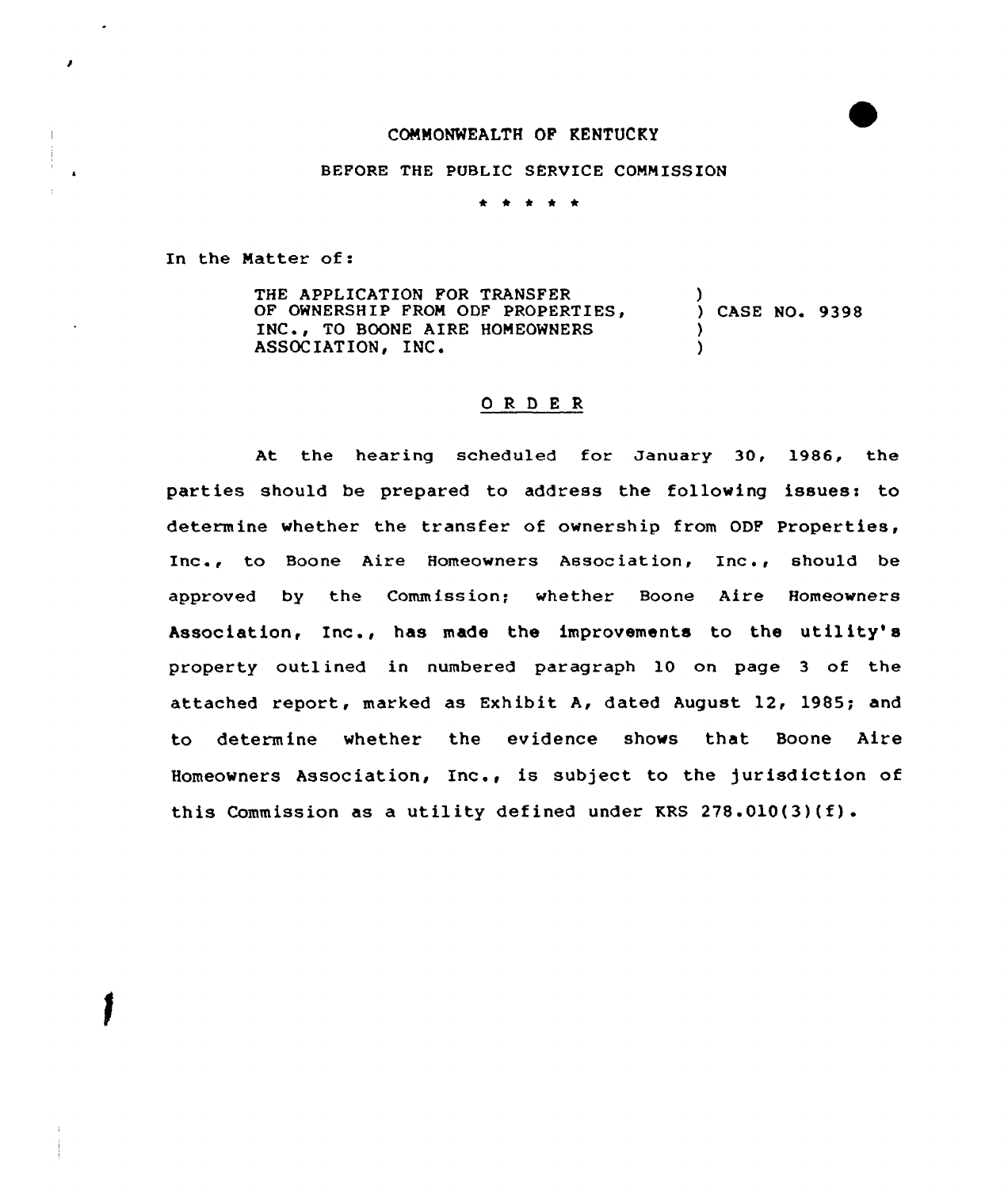COMMONWEALTH OF KENTUCKY

BEFORE THE PUBLIC SERVICE COMMISSION

\* \* \* \* \*

In the Matter of:

THE APPLICATION FOR TRANSFER OF OWNERSHIP FROM ODF PROPERTIES, INC., TO BOONE AIRE HOMEOWNERS ASSOCIATION, INC. ) CASE NO. 9398

## O R D E R

At the hearing scheduled for January 30, 1986, the parties should be prepared to address the following issues: to determine whether the transfer of ownership from ODF Properties, Inc., to Boone Aire Homeowners Association, Inc., should be approved by the Commission; whether Boone Aire Homeowners Association, Inc., has made the improvements to the utility's property outlined in numbered paragraph 10 on page 3 of the attached report, marked as Exhibit A, dated August 12, 1985; and to determine whether the evidence shows that Boone Aire Homeowners Association, Inc., is subject to the jurisdiction of this Commission as a utility defined under KRS 278.010(3)(f).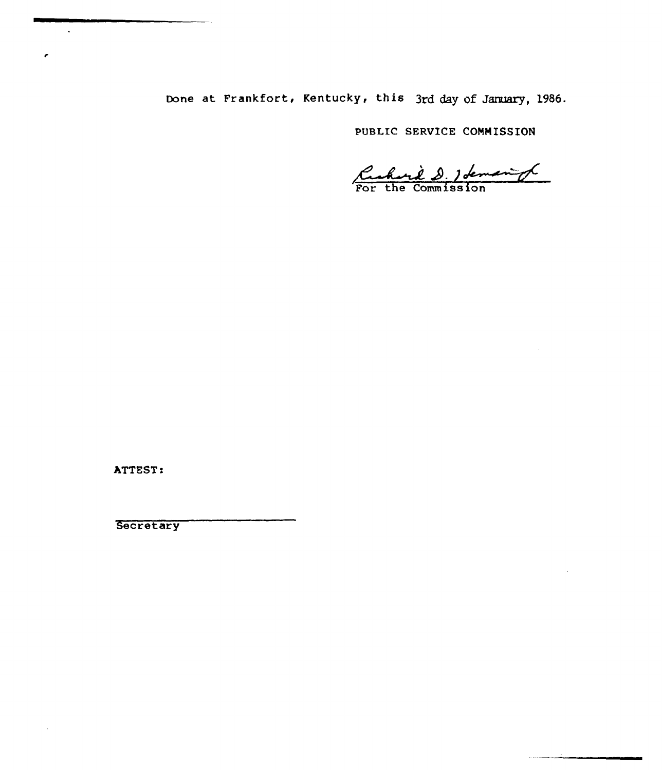Done at Frankfort, Kentucky, this 3rd day of January, 1986.

PUBLIC SERVICE COMMISSION

Richard D. Heman Jr.
For the Commission

ATTEST:

Secretary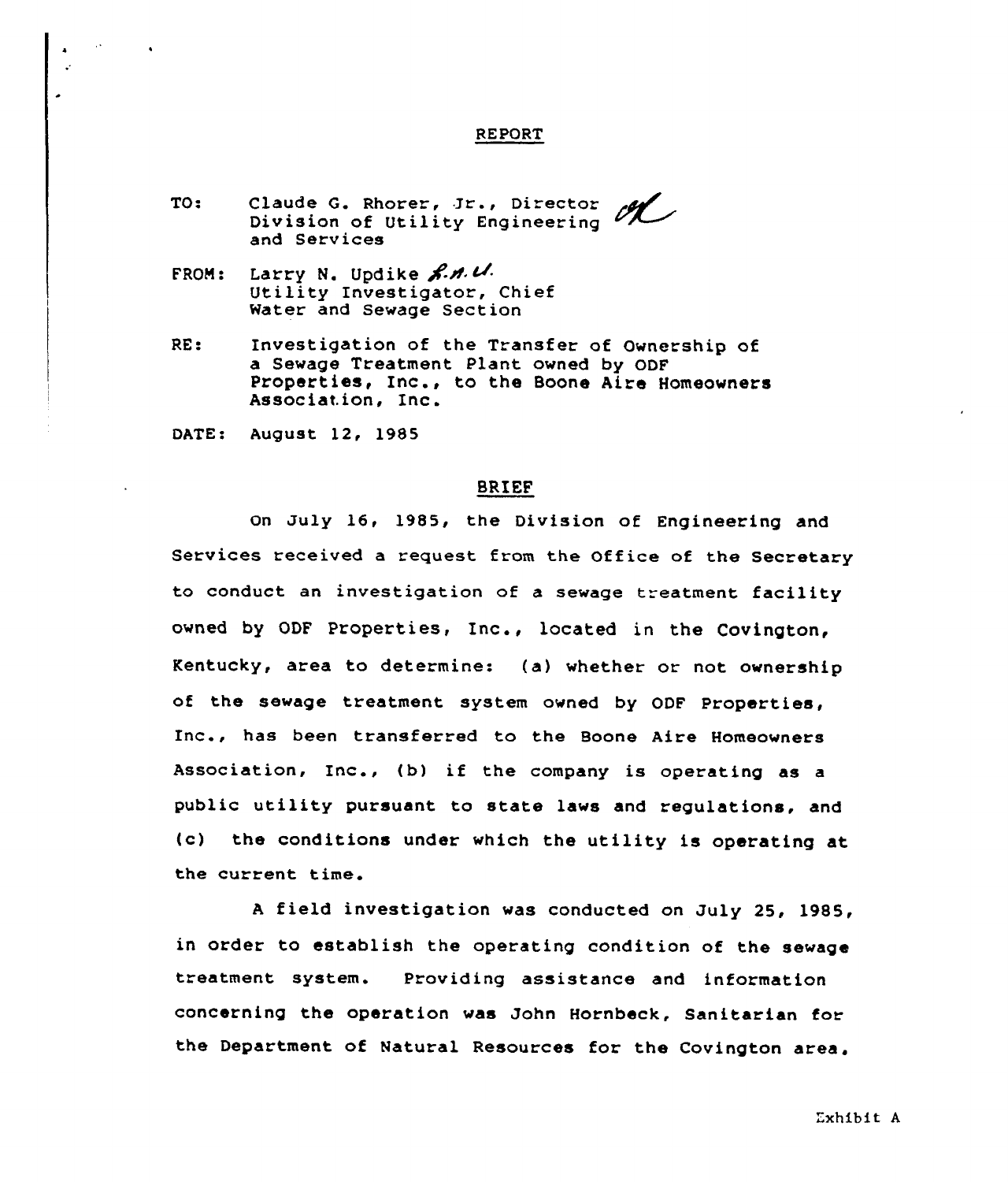# REPORT

TO: Claude G. Rhorer, Jr., Director
Division of Utility Engineering and Services

FROM: Larry N. Updike
Utility Investigator, Chief
Water and Sewage Section

RE: Investigation of the Transfer of Ownership of a Sewage Treatment Plant owned by ODF Properties, Inc., to the Boone Aire Homeowners Association, Inc.

DATE: August 12, 1985

## BRIEF

On July 16, 1985, the Division of Engineering and Services received a request from the Office of the Secretary to conduct an investigation of a sewage treatment facility owned by ODF Properties, Inc., located in the Covington, Kentucky, area to determine: (a) whether or not ownership of the sewage treatment system owned by ODF Properties, Inc., has been transferred to the Boone Aire Homeowners Association, Inc., (b) if the company is operating as a public utility pursuant to state laws and regulations, and (c) the conditions under which the utility is operating at the current time.

A field investigation was conducted on July 25, 1985, in order to establish the operating condition of the sewage treatment system. Providing assistance and information concerning the operation was John Hornbeck, Sanitarian for the Department of Natural Resources for the Covington area.

Exhibit A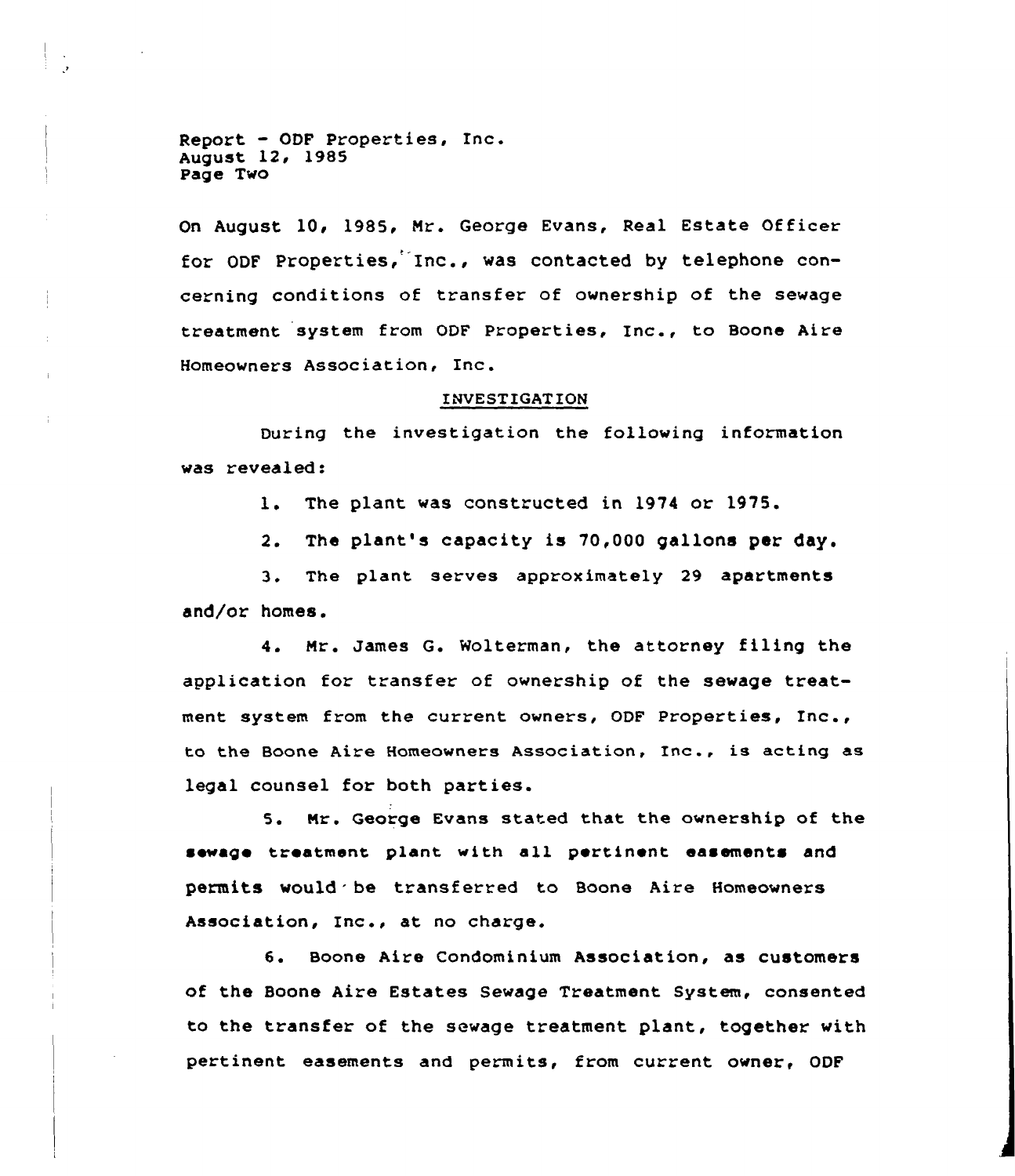On August 10, 1985, Mr. George Evans, Real Estate Officer for ODF Properties, Inc., was contacted by telephone concerning conditions of transfer of ownership of the sewage treatment system from ODF Properties, Inc., to Boone Aire Homeowners Association, Inc.

## INVESTIGATION

During the investigation the following information was revealed:

1. The plant was constructed in 1974 or 1975.

2. The plant's capacity is 70,000 gallons per day.

3. The plant serves approximately 29 apartments and/or homes.

4. Mr. James G. Wolterman, the attorney filing the application for transfer of ownership of the sewage treatment system from the current owners, ODF Properties, Inc., to the Boone Aire Homeowners Association, Inc., is acting as legal counsel for both parties.

5. Mr. George Evans stated that the ownership of the sewage treatment plant with all pertinent easements and permits would be transferred to Boone Aire Homeowners Association, Inc., at no charge.

6. Boone Aire Condominium Association, as customers of the Boone Aire Estates Sewage Treatment System, consented to the transfer of the sewage treatment plant, together with pertinent easements and permits, from current owner, ODF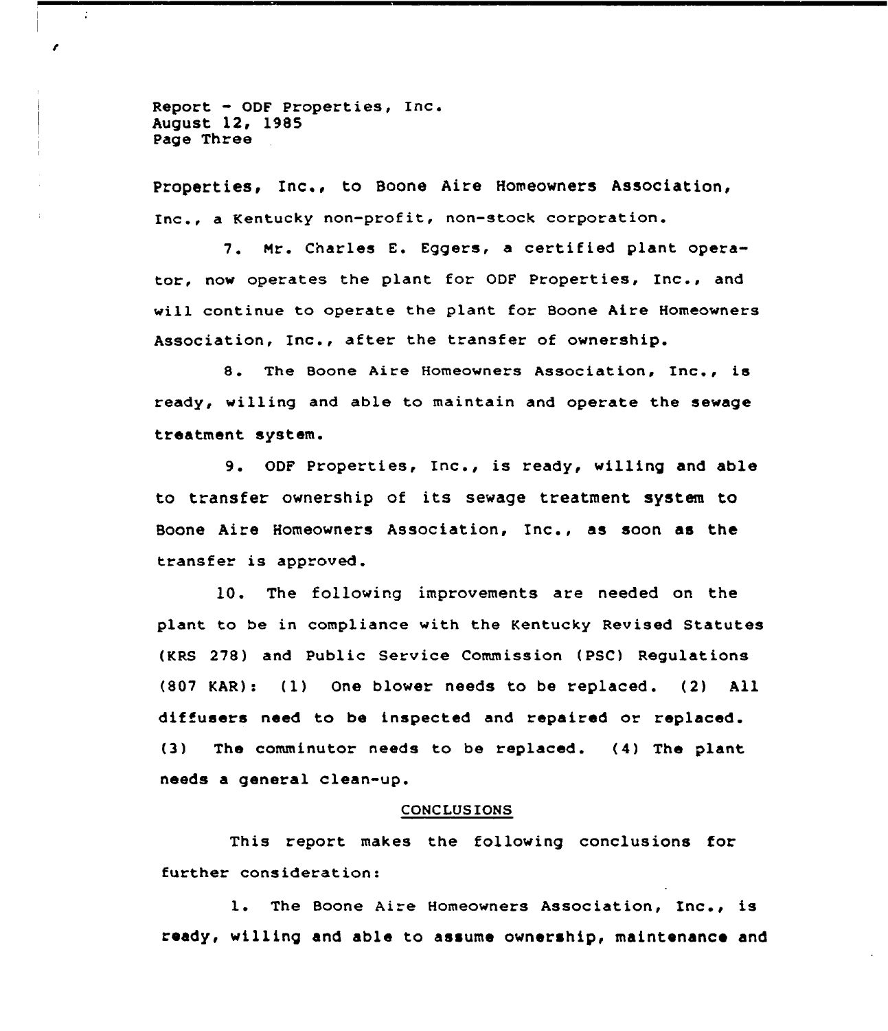Properties, Inc., to Boone Aire Homeowners Association, Inc., a Kentucky non-profit, non-stock corporation.

7. Mr. Charles E. Eggers, a certified plant operator, now operates the plant for ODF Properties, Inc., and will continue to operate the plant for Boone Aire Homeowners Association, Inc., after the transfer of ownership.

8. The Boone Aire Homeowners Association, Inc., is ready, willing and able to maintain and operate the sewage treatment system.

9. ODF Properties, Inc., is ready, willing and able to transfer ownership of its sewage treatment system to Boone Aire Homeowners Association, Inc., as soon as the transfer is approved.

10. The following improvements are needed on the plant to be in compliance with the Kentucky Revised Statutes (KRS 278) and Public Service Commission (PSC) Regulations (807 KAR): (1) One blower needs to be replaced. (2) All diffusers need to be inspected and repaired or replaced. (3) The comminutor needs to be replaced. (4) The plant needs a general clean-up.

## CONCLUSIONS

This report makes the following conclusions for further consideration:

1. The Boone Aire Homeowners Association, Inc., is ready, willing and able to assume ownership, maintenance and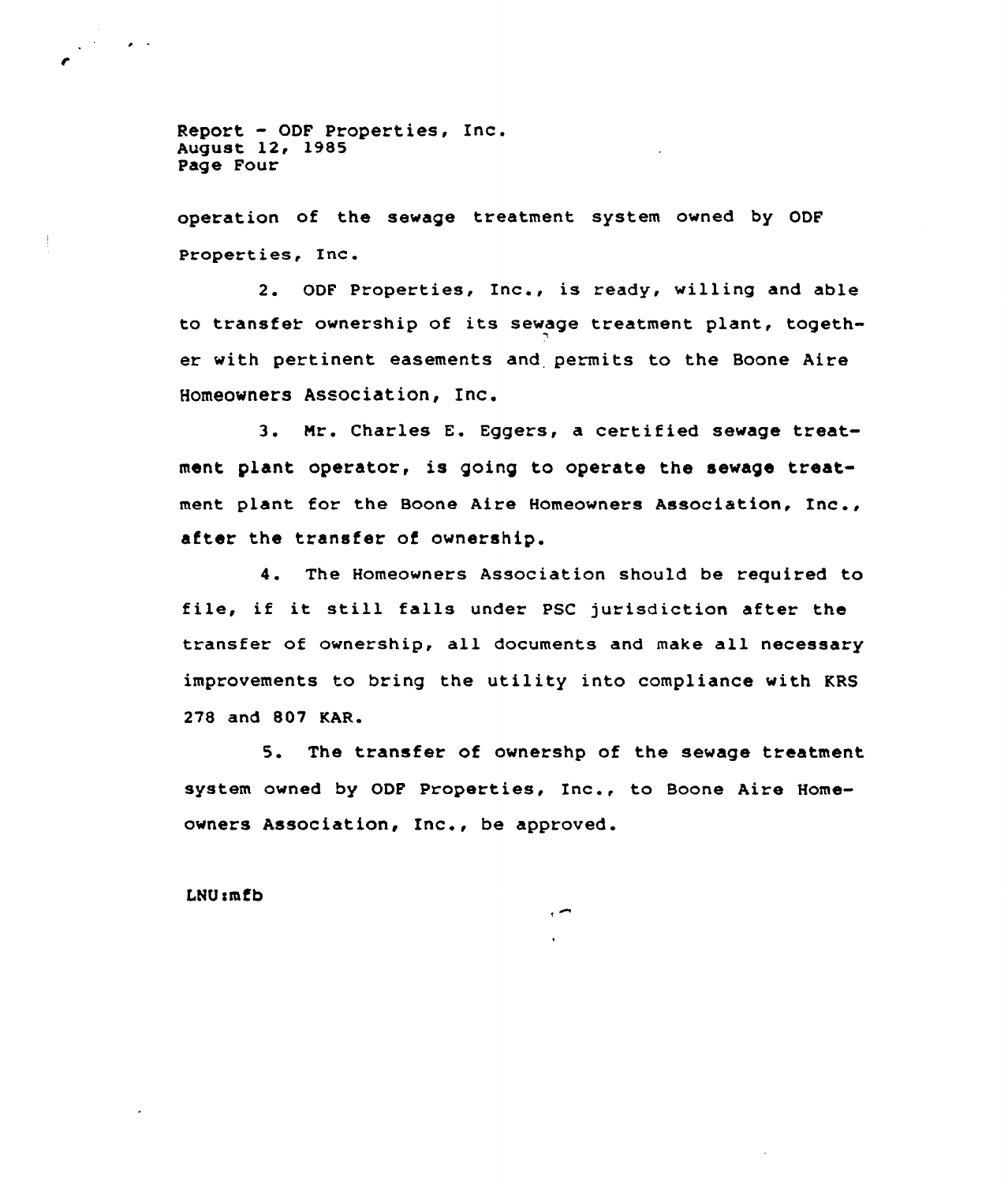operation of the sewage treatment system owned by ODF Properties, Inc.

2. ODF Properties, Inc., is ready, willing and able to transfer ownership of its sewage treatment plant, together with pertinent easements and permits to the Boone Aire Homeowners Association, Inc.

3. Mr. Charles E. Eggers, a certified sewage treatment plant operator, is going to operate the sewage treatment plant for the Boone Aire Homeowners Association, Inc., after the transfer of ownership.

4. The Homeowners Association should be required to file, if it still falls under PSC jurisdiction after the transfer of ownership, all documents and make all necessary improvements to bring the utility into compliance with KRS 278 and 807 KAR.

5. The transfer of ownershp of the sewage treatment system owned by ODF Properties, Inc., to Boone Aire Homeowners Association, Inc., be approved.

LNU:mfb